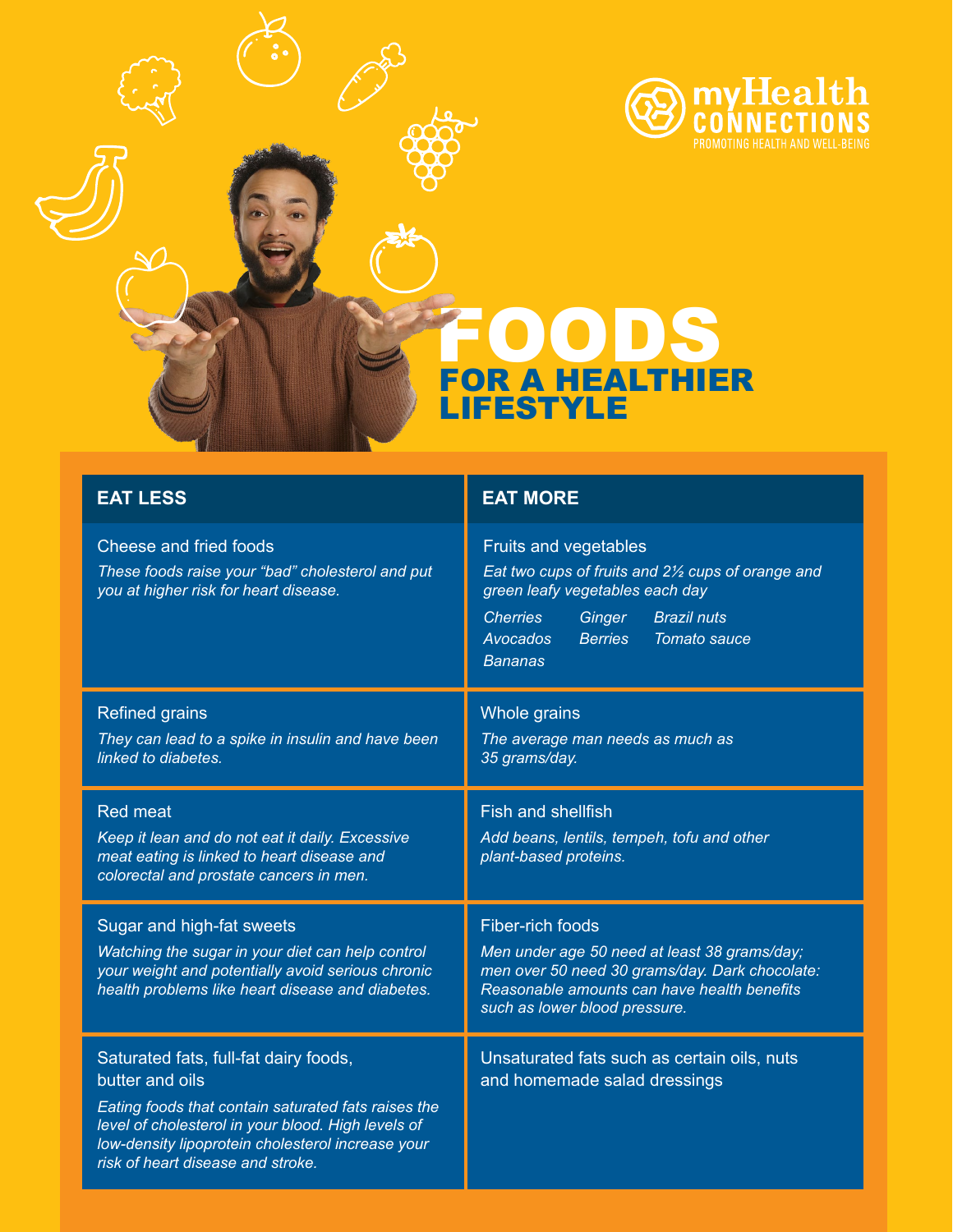myHealth CONNECTIONS
PROMOTING HEALTH AND WELL-BEING

# FOODS
## FOR A HEALTHIER LIFESTYLE

| EAT LESS | EAT MORE |
|---|---|
| Cheese and fried foods<br>*These foods raise your "bad" cholesterol and put you at higher risk for heart disease.* | Fruits and vegetables<br>*Eat two cups of fruits and 2½ cups of orange and green leafy vegetables each day*<br>*Cherries, Ginger, Brazil nuts, Avocados, Berries, Tomato sauce, Bananas* |
| Refined grains<br>*They can lead to a spike in insulin and have been linked to diabetes.* | Whole grains<br>*The average man needs as much as 35 grams/day.* |
| Red meat<br>*Keep it lean and do not eat it daily. Excessive meat eating is linked to heart disease and colorectal and prostate cancers in men.* | Fish and shellfish<br>*Add beans, lentils, tempeh, tofu and other plant-based proteins.* |
| Sugar and high-fat sweets<br>*Watching the sugar in your diet can help control your weight and potentially avoid serious chronic health problems like heart disease and diabetes.* | Fiber-rich foods<br>*Men under age 50 need at least 38 grams/day; men over 50 need 30 grams/day. Dark chocolate: Reasonable amounts can have health benefits such as lower blood pressure.* |
| Saturated fats, full-fat dairy foods, butter and oils<br>*Eating foods that contain saturated fats raises the level of cholesterol in your blood. High levels of low-density lipoprotein cholesterol increase your risk of heart disease and stroke.* | Unsaturated fats such as certain oils, nuts and homemade salad dressings |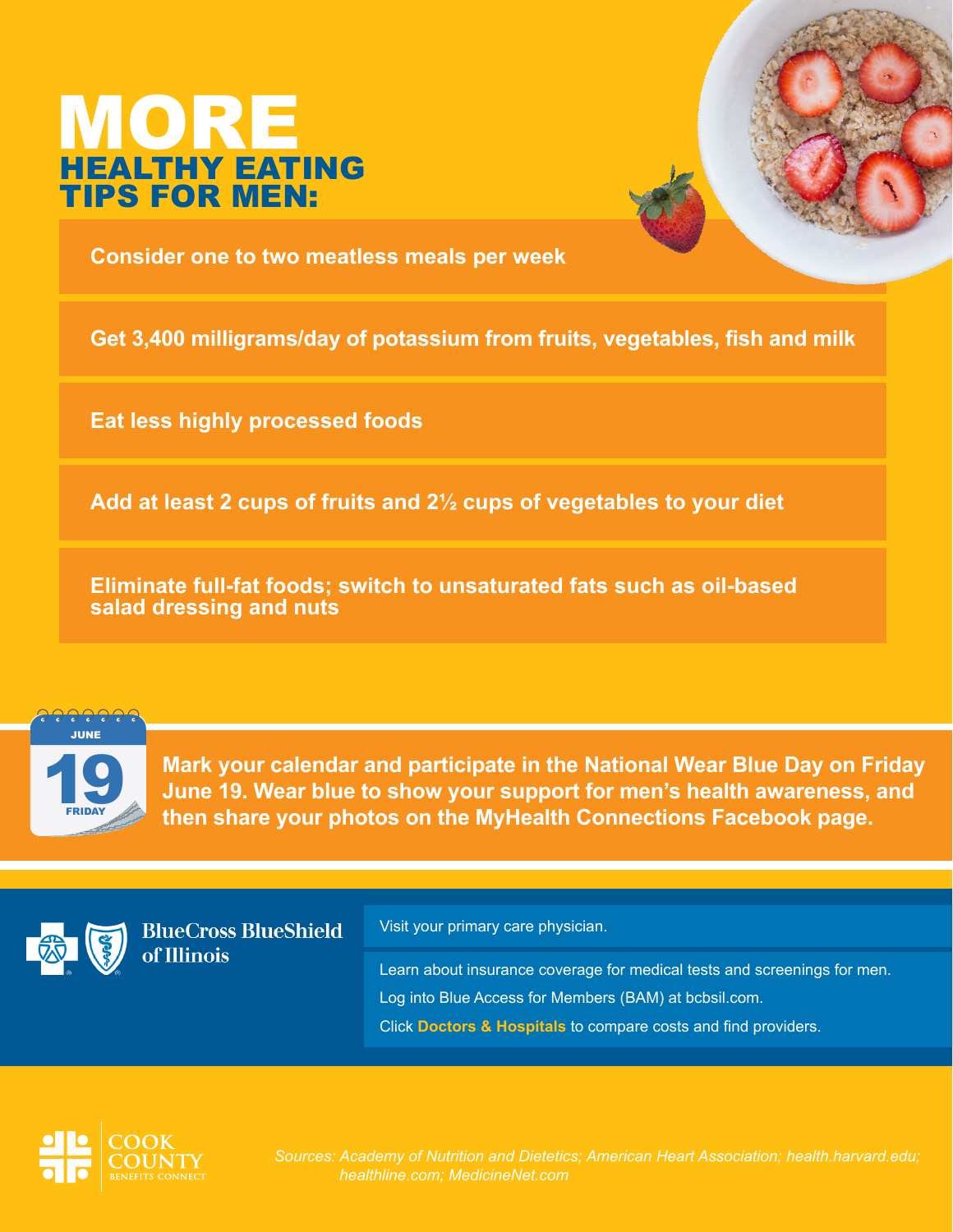# MORE HEALTHY EATING TIPS FOR MEN:

- **Consider one to two meatless meals per week**
- **Get 3,400 milligrams/day of potassium from fruits, vegetables, fish and milk**
- **Eat less highly processed foods**
- **Add at least 2 cups of fruits and 2½ cups of vegetables to your diet**
- **Eliminate full-fat foods; switch to unsaturated fats such as oil-based salad dressing and nuts**

JUNE 19 FRIDAY

**Mark your calendar and participate in the National Wear Blue Day on Friday June 19. Wear blue to show your support for men's health awareness, and then share your photos on the MyHealth Connections Facebook page.**

BlueCross BlueShield of Illinois

Visit your primary care physician.

Learn about insurance coverage for medical tests and screenings for men.

Log into Blue Access for Members (BAM) at bcbsil.com.

Click **Doctors & Hospitals** to compare costs and find providers.

COOK COUNTY BENEFITS CONNECT

*Sources: Academy of Nutrition and Dietetics; American Heart Association; health.harvard.edu; healthline.com; MedicineNet.com*